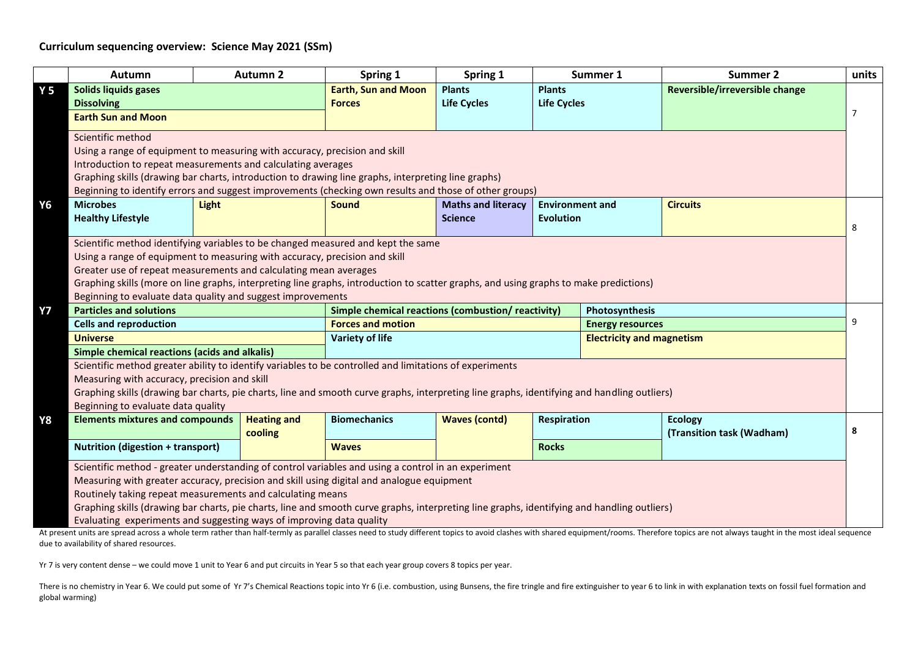## Curriculum sequencing overview: Science May 2021 (SSm)

| | Autumn | Autumn 2 | Spring 1 | Spring 1 | Summer 1 | Summer 2 | units |
|---|---|---|---|---|---|---|---|
| **Y 5** | **Solids liquids gases**<br>**Dissolving**<br>**Earth Sun and Moon** | | **Earth, Sun and Moon**<br>**Forces** | **Plants**<br>**Life Cycles** | **Plants**<br>**Life Cycles** | **Reversible/irreversible change** | 7 |
| | Scientific method<br>Using a range of equipment to measuring with accuracy, precision and skill<br>Introduction to repeat measurements and calculating averages<br>Graphing skills (drawing bar charts, introduction to drawing line graphs, interpreting line graphs)<br>Beginning to identify errors and suggest improvements (checking own results and those of other groups) | | | | | | |
| **Y6** | **Microbes**<br>**Healthy Lifestyle** | **Light** | **Sound** | **Maths and literacy Science** | **Environment and Evolution** | **Circuits** | 8 |
| | Scientific method identifying variables to be changed measured and kept the same<br>Using a range of equipment to measuring with accuracy, precision and skill<br>Greater use of repeat measurements and calculating mean averages<br>Graphing skills (more on line graphs, interpreting line graphs, introduction to scatter graphs, and using graphs to make predictions)<br>Beginning to evaluate data quality and suggest improvements | | | | | | |
| **Y7** | **Particles and solutions**<br>**Cells and reproduction**<br>**Universe**<br>**Simple chemical reactions (acids and alkalis)** | | **Simple chemical reactions (combustion/ reactivity)**<br>**Forces and motion**<br>**Variety of life** | | **Photosynthesis**<br>**Energy resources**<br>**Electricity and magnetism** | | 9 |
| | Scientific method greater ability to identify variables to be controlled and limitations of experiments<br>Measuring with accuracy, precision and skill<br>Graphing skills (drawing bar charts, pie charts, line and smooth curve graphs, interpreting line graphs, identifying and handling outliers)<br>Beginning to evaluate data quality | | | | | | |
| **Y8** | **Elements mixtures and compounds**<br>**Nutrition (digestion + transport)** | **Heating and cooling** | **Biomechanics**<br>**Waves** | **Waves (contd)** | **Respiration**<br>**Rocks** | **Ecology (Transition task (Wadham)** | **8** |
| | Scientific method - greater understanding of control variables and using a control in an experiment<br>Measuring with greater accuracy, precision and skill using digital and analogue equipment<br>Routinely taking repeat measurements and calculating means<br>Graphing skills (drawing bar charts, pie charts, line and smooth curve graphs, interpreting line graphs, identifying and handling outliers)<br>Evaluating experiments and suggesting ways of improving data quality | | | | | | |

At present units are spread across a whole term rather than half-termly as parallel classes need to study different topics to avoid clashes with shared equipment/rooms. Therefore topics are not always taught in the most ideal sequence due to availability of shared resources.

Yr 7 is very content dense – we could move 1 unit to Year 6 and put circuits in Year 5 so that each year group covers 8 topics per year.

There is no chemistry in Year 6. We could put some of Yr 7's Chemical Reactions topic into Yr 6 (i.e. combustion, using Bunsens, the fire tringle and fire extinguisher to year 6 to link in with explanation texts on fossil fuel formation and global warming)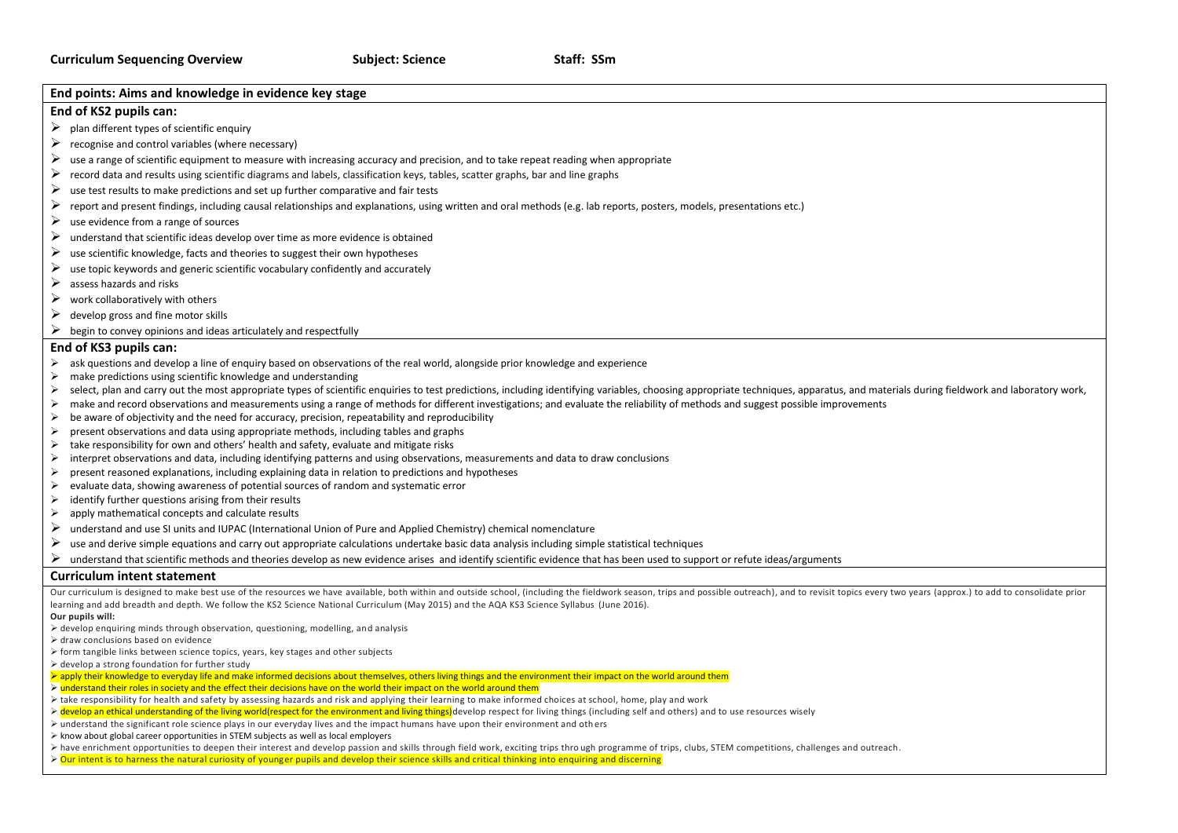**Curriculum Sequencing Overview** **Subject: Science** **Staff: SSm**

## End points: Aims and knowledge in evidence key stage

### End of KS2 pupils can:

- plan different types of scientific enquiry
- recognise and control variables (where necessary)
- use a range of scientific equipment to measure with increasing accuracy and precision, and to take repeat reading when appropriate
- record data and results using scientific diagrams and labels, classification keys, tables, scatter graphs, bar and line graphs
- use test results to make predictions and set up further comparative and fair tests
- report and present findings, including causal relationships and explanations, using written and oral methods (e.g. lab reports, posters, models, presentations etc.)
- use evidence from a range of sources
- understand that scientific ideas develop over time as more evidence is obtained
- use scientific knowledge, facts and theories to suggest their own hypotheses
- use topic keywords and generic scientific vocabulary confidently and accurately
- assess hazards and risks
- work collaboratively with others
- develop gross and fine motor skills
- begin to convey opinions and ideas articulately and respectfully

### End of KS3 pupils can:

- ask questions and develop a line of enquiry based on observations of the real world, alongside prior knowledge and experience
- make predictions using scientific knowledge and understanding
- select, plan and carry out the most appropriate types of scientific enquiries to test predictions, including identifying variables, choosing appropriate techniques, apparatus, and materials during fieldwork and laboratory work,
- make and record observations and measurements using a range of methods for different investigations; and evaluate the reliability of methods and suggest possible improvements
- be aware of objectivity and the need for accuracy, precision, repeatability and reproducibility
- present observations and data using appropriate methods, including tables and graphs
- take responsibility for own and others' health and safety, evaluate and mitigate risks
- interpret observations and data, including identifying patterns and using observations, measurements and data to draw conclusions
- present reasoned explanations, including explaining data in relation to predictions and hypotheses
- evaluate data, showing awareness of potential sources of random and systematic error
- identify further questions arising from their results
- apply mathematical concepts and calculate results
- understand and use SI units and IUPAC (International Union of Pure and Applied Chemistry) chemical nomenclature
- use and derive simple equations and carry out appropriate calculations undertake basic data analysis including simple statistical techniques
- understand that scientific methods and theories develop as new evidence arises and identify scientific evidence that has been used to support or refute ideas/arguments

## Curriculum intent statement

Our curriculum is designed to make best use of the resources we have available, both within and outside school, (including the fieldwork season, trips and possible outreach), and to revisit topics every two years (approx.) to add to consolidate prior learning and add breadth and depth. We follow the KS2 Science National Curriculum (May 2015) and the AQA KS3 Science Syllabus (June 2016).

**Our pupils will:**

- develop enquiring minds through observation, questioning, modelling, and analysis
- draw conclusions based on evidence
- form tangible links between science topics, years, key stages and other subjects
- develop a strong foundation for further study
- apply their knowledge to everyday life and make informed decisions about themselves, others living things and the environment their impact on the world around them
- understand their roles in society and the effect their decisions have on the world their impact on the world around them
- take responsibility for health and safety by assessing hazards and risk and applying their learning to make informed choices at school, home, play and work
- develop an ethical understanding of the living world(respect for the environment and living things)develop respect for living things (including self and others) and to use resources wisely
- understand the significant role science plays in our everyday lives and the impact humans have upon their environment and others
- know about global career opportunities in STEM subjects as well as local employers
- have enrichment opportunities to deepen their interest and develop passion and skills through field work, exciting trips through programme of trips, clubs, STEM competitions, challenges and outreach.
- Our intent is to harness the natural curiosity of younger pupils and develop their science skills and critical thinking into enquiring and discerning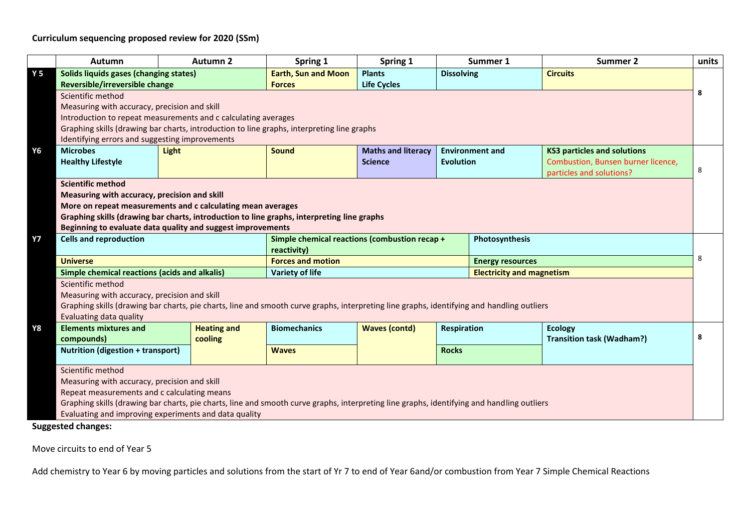**Curriculum sequencing proposed review for 2020 (SSm)**

| | Autumn | Autumn 2 | Spring 1 | Spring 1 | Summer 1 | Summer 2 | units |
|---|---|---|---|---|---|---|---|
| **Y 5** | **Solids liquids gases (changing states)**<br>**Reversible/irreversible change** | | **Earth, Sun and Moon**<br>**Forces** | **Plants**<br>**Life Cycles** | **Dissolving** | **Circuits** | **8** |
| | Scientific method<br>Measuring with accuracy, precision and skill<br>Introduction to repeat measurements and c calculating averages<br>Graphing skills (drawing bar charts, introduction to line graphs, interpreting line graphs<br>Identifying errors and suggesting improvements | | | | | | |
| **Y6** | **Microbes**<br>**Healthy Lifestyle** | **Light** | **Sound** | **Maths and literacy Science** | **Environment and Evolution** | **KS3 particles and solutions**<br>Combustion, Bunsen burner licence, particles and solutions? | 8 |
| | **Scientific method**<br>**Measuring with accuracy, precision and skill**<br>**More on repeat measurements and c calculating mean averages**<br>**Graphing skills (drawing bar charts, introduction to line graphs, interpreting line graphs**<br>**Beginning to evaluate data quality and suggest improvements** | | | | | | |
| **Y7** | **Cells and reproduction** | | **Simple chemical reactions (combustion recap + reactivity)** | | **Photosynthesis** | | 8 |
| | **Universe** | | **Forces and motion** | | **Energy resources** | | |
| | **Simple chemical reactions (acids and alkalis)** | | **Variety of life** | | **Electricity and magnetism** | | |
| | Scientific method<br>Measuring with accuracy, precision and skill<br>Graphing skills (drawing bar charts, pie charts, line and smooth curve graphs, interpreting line graphs, identifying and handling outliers<br>Evaluating data quality | | | | | | |
| **Y8** | **Elements mixtures and compounds)** | **Heating and cooling** | **Biomechanics** | **Waves (contd)** | **Respiration** | **Ecology**<br>**Transition task (Wadham?)** | **8** |
| | **Nutrition (digestion + transport)** | | **Waves** | | **Rocks** | | |
| | Scientific method<br>Measuring with accuracy, precision and skill<br>Repeat measurements and c calculating means<br>Graphing skills (drawing bar charts, pie charts, line and smooth curve graphs, interpreting line graphs, identifying and handling outliers<br>Evaluating and improving experiments and data quality | | | | | | |

**Suggested changes:**

Move circuits to end of Year 5

Add chemistry to Year 6 by moving particles and solutions from the start of Yr 7 to end of Year 6and/or combustion from Year 7 Simple Chemical Reactions